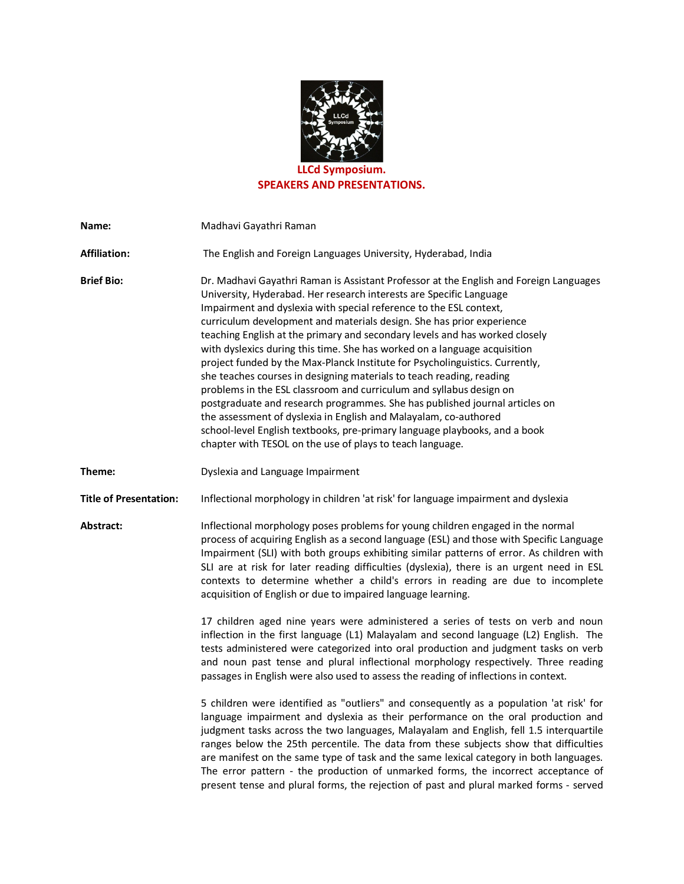# LLCd Symposium.

## SPEAKERS AND PRESENTATIONS.

**Name:** Madhavi Gayathri Raman

**Affiliation:** The English and Foreign Languages University, Hyderabad, India

**Brief Bio:** Dr. Madhavi Gayathri Raman is Assistant Professor at the English and Foreign Languages University, Hyderabad. Her research interests are Specific Language Impairment and dyslexia with special reference to the ESL context, curriculum development and materials design. She has prior experience teaching English at the primary and secondary levels and has worked closely with dyslexics during this time. She has worked on a language acquisition project funded by the Max-Planck Institute for Psycholinguistics. Currently, she teaches courses in designing materials to teach reading, reading problems in the ESL classroom and curriculum and syllabus design on postgraduate and research programmes. She has published journal articles on the assessment of dyslexia in English and Malayalam, co-authored school-level English textbooks, pre-primary language playbooks, and a book chapter with TESOL on the use of plays to teach language.

**Theme:** Dyslexia and Language Impairment

**Title of Presentation:** Inflectional morphology in children 'at risk' for language impairment and dyslexia

**Abstract:** Inflectional morphology poses problems for young children engaged in the normal process of acquiring English as a second language (ESL) and those with Specific Language Impairment (SLI) with both groups exhibiting similar patterns of error. As children with SLI are at risk for later reading difficulties (dyslexia), there is an urgent need in ESL contexts to determine whether a child's errors in reading are due to incomplete acquisition of English or due to impaired language learning.

17 children aged nine years were administered a series of tests on verb and noun inflection in the first language (L1) Malayalam and second language (L2) English. The tests administered were categorized into oral production and judgment tasks on verb and noun past tense and plural inflectional morphology respectively. Three reading passages in English were also used to assess the reading of inflections in context.

5 children were identified as "outliers" and consequently as a population 'at risk' for language impairment and dyslexia as their performance on the oral production and judgment tasks across the two languages, Malayalam and English, fell 1.5 interquartile ranges below the 25th percentile. The data from these subjects show that difficulties are manifest on the same type of task and the same lexical category in both languages. The error pattern - the production of unmarked forms, the incorrect acceptance of present tense and plural forms, the rejection of past and plural marked forms - served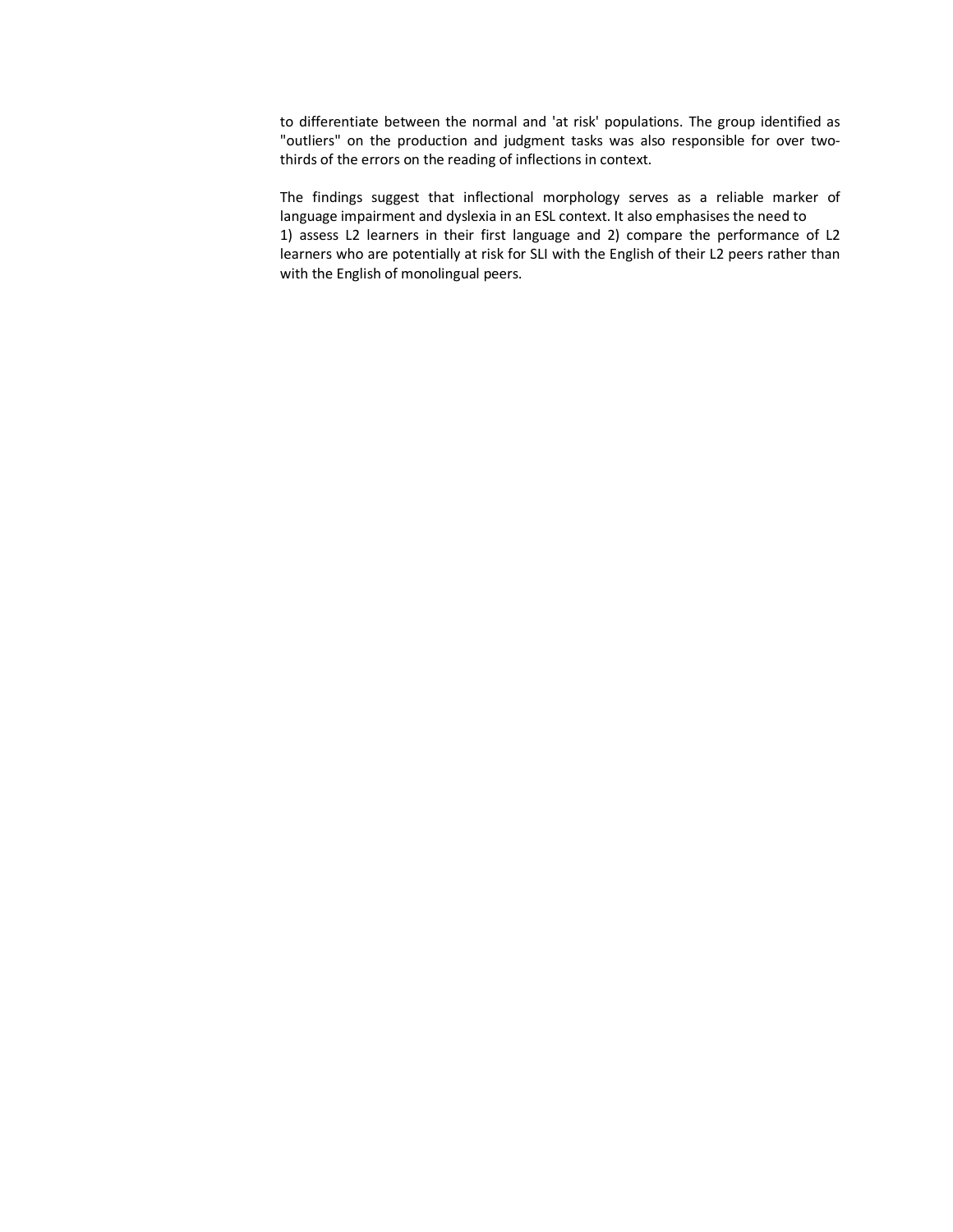to differentiate between the normal and 'at risk' populations. The group identified as "outliers" on the production and judgment tasks was also responsible for over two-thirds of the errors on the reading of inflections in context.

The findings suggest that inflectional morphology serves as a reliable marker of language impairment and dyslexia in an ESL context. It also emphasises the need to
1) assess L2 learners in their first language and 2) compare the performance of L2 learners who are potentially at risk for SLI with the English of their L2 peers rather than with the English of monolingual peers.